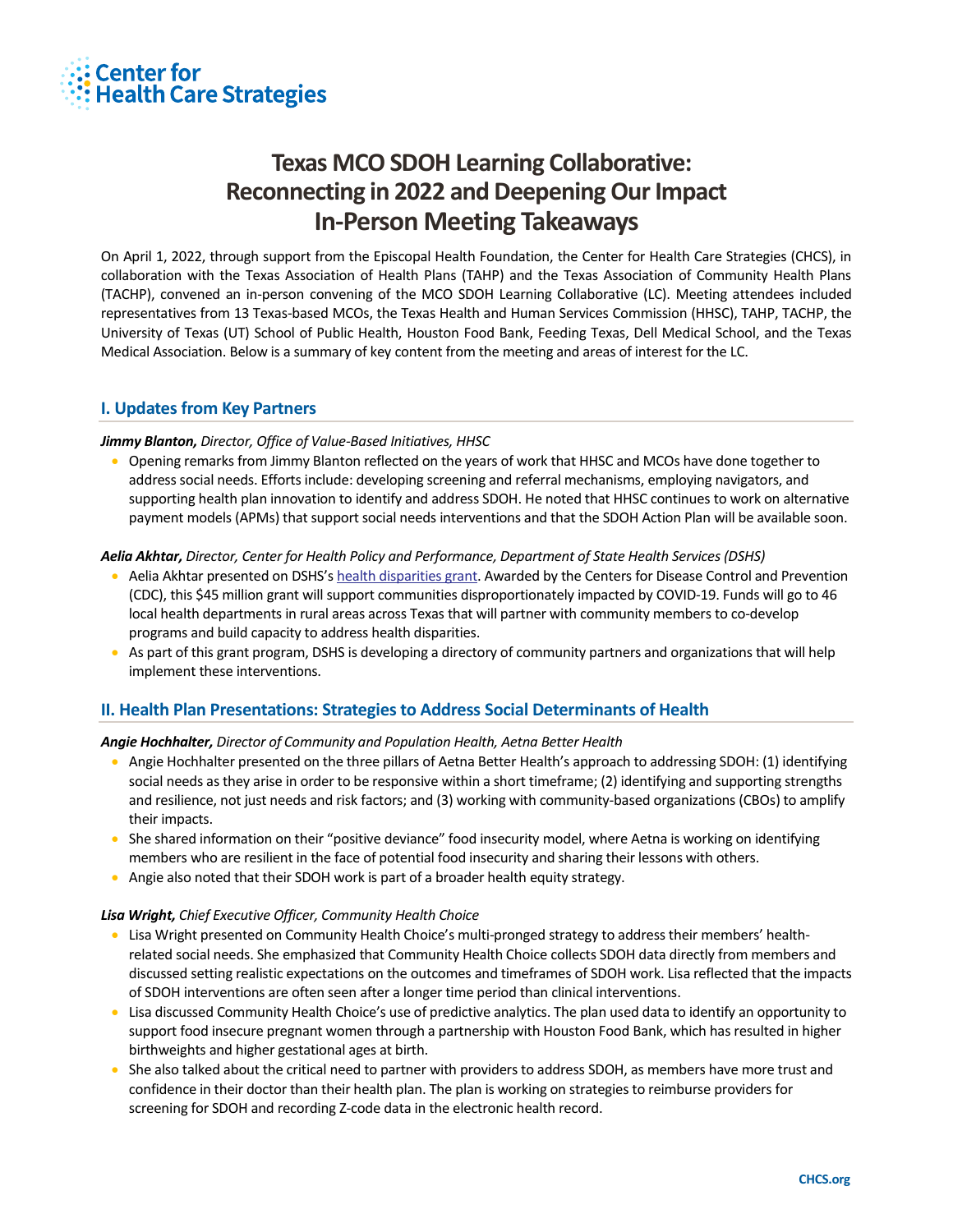# Texas MCO SDOH Learning Collaborative: Reconnecting in 2022 and Deepening Our Impact In-Person Meeting Takeaways

On April 1, 2022, through support from the Episcopal Health Foundation, the Center for Health Care Strategies (CHCS), in collaboration with the Texas Association of Health Plans (TAHP) and the Texas Association of Community Health Plans (TACHP), convened an in-person convening of the MCO SDOH Learning Collaborative (LC). Meeting attendees included representatives from 13 Texas-based MCOs, the Texas Health and Human Services Commission (HHSC), TAHP, TACHP, the University of Texas (UT) School of Public Health, Houston Food Bank, Feeding Texas, Dell Medical School, and the Texas Medical Association. Below is a summary of key content from the meeting and areas of interest for the LC.

## I. Updates from Key Partners

***Jimmy Blanton,*** *Director, Office of Value-Based Initiatives, HHSC*

- Opening remarks from Jimmy Blanton reflected on the years of work that HHSC and MCOs have done together to address social needs. Efforts include: developing screening and referral mechanisms, employing navigators, and supporting health plan innovation to identify and address SDOH. He noted that HHSC continues to work on alternative payment models (APMs) that support social needs interventions and that the SDOH Action Plan will be available soon.

***Aelia Akhtar,*** *Director, Center for Health Policy and Performance, Department of State Health Services (DSHS)*

- Aelia Akhtar presented on DSHS's health disparities grant. Awarded by the Centers for Disease Control and Prevention (CDC), this $45 million grant will support communities disproportionately impacted by COVID-19. Funds will go to 46 local health departments in rural areas across Texas that will partner with community members to co-develop programs and build capacity to address health disparities.
- As part of this grant program, DSHS is developing a directory of community partners and organizations that will help implement these interventions.

## II. Health Plan Presentations: Strategies to Address Social Determinants of Health

***Angie Hochhalter,*** *Director of Community and Population Health, Aetna Better Health*

- Angie Hochhalter presented on the three pillars of Aetna Better Health's approach to addressing SDOH: (1) identifying social needs as they arise in order to be responsive within a short timeframe; (2) identifying and supporting strengths and resilience, not just needs and risk factors; and (3) working with community-based organizations (CBOs) to amplify their impacts.
- She shared information on their "positive deviance" food insecurity model, where Aetna is working on identifying members who are resilient in the face of potential food insecurity and sharing their lessons with others.
- Angie also noted that their SDOH work is part of a broader health equity strategy.

***Lisa Wright,*** *Chief Executive Officer, Community Health Choice*

- Lisa Wright presented on Community Health Choice's multi-pronged strategy to address their members' health-related social needs. She emphasized that Community Health Choice collects SDOH data directly from members and discussed setting realistic expectations on the outcomes and timeframes of SDOH work. Lisa reflected that the impacts of SDOH interventions are often seen after a longer time period than clinical interventions.
- Lisa discussed Community Health Choice's use of predictive analytics. The plan used data to identify an opportunity to support food insecure pregnant women through a partnership with Houston Food Bank, which has resulted in higher birthweights and higher gestational ages at birth.
- She also talked about the critical need to partner with providers to address SDOH, as members have more trust and confidence in their doctor than their health plan. The plan is working on strategies to reimburse providers for screening for SDOH and recording Z-code data in the electronic health record.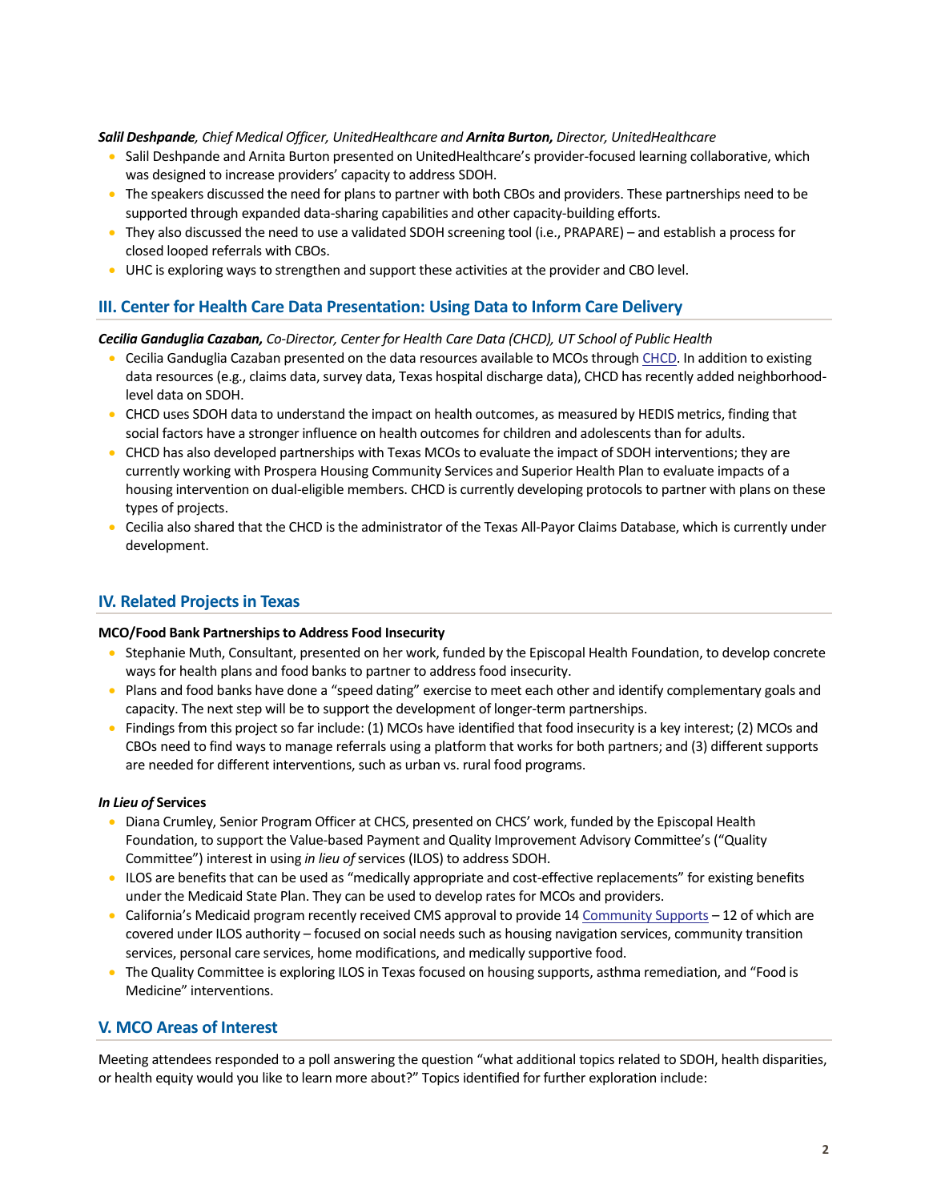***Salil Deshpande**, Chief Medical Officer, UnitedHealthcare and **Arnita Burton,** Director, UnitedHealthcare*

- Salil Deshpande and Arnita Burton presented on UnitedHealthcare's provider-focused learning collaborative, which was designed to increase providers' capacity to address SDOH.
- The speakers discussed the need for plans to partner with both CBOs and providers. These partnerships need to be supported through expanded data-sharing capabilities and other capacity-building efforts.
- They also discussed the need to use a validated SDOH screening tool (i.e., PRAPARE) – and establish a process for closed looped referrals with CBOs.
- UHC is exploring ways to strengthen and support these activities at the provider and CBO level.

## III. Center for Health Care Data Presentation: Using Data to Inform Care Delivery

***Cecilia Ganduglia Cazaban,** Co-Director, Center for Health Care Data (CHCD), UT School of Public Health*

- Cecilia Ganduglia Cazaban presented on the data resources available to MCOs through CHCD. In addition to existing data resources (e.g., claims data, survey data, Texas hospital discharge data), CHCD has recently added neighborhood-level data on SDOH.
- CHCD uses SDOH data to understand the impact on health outcomes, as measured by HEDIS metrics, finding that social factors have a stronger influence on health outcomes for children and adolescents than for adults.
- CHCD has also developed partnerships with Texas MCOs to evaluate the impact of SDOH interventions; they are currently working with Prospera Housing Community Services and Superior Health Plan to evaluate impacts of a housing intervention on dual-eligible members. CHCD is currently developing protocols to partner with plans on these types of projects.
- Cecilia also shared that the CHCD is the administrator of the Texas All-Payor Claims Database, which is currently under development.

## IV. Related Projects in Texas

**MCO/Food Bank Partnerships to Address Food Insecurity**

- Stephanie Muth, Consultant, presented on her work, funded by the Episcopal Health Foundation, to develop concrete ways for health plans and food banks to partner to address food insecurity.
- Plans and food banks have done a "speed dating" exercise to meet each other and identify complementary goals and capacity. The next step will be to support the development of longer-term partnerships.
- Findings from this project so far include: (1) MCOs have identified that food insecurity is a key interest; (2) MCOs and CBOs need to find ways to manage referrals using a platform that works for both partners; and (3) different supports are needed for different interventions, such as urban vs. rural food programs.

***In Lieu of* Services**

- Diana Crumley, Senior Program Officer at CHCS, presented on CHCS' work, funded by the Episcopal Health Foundation, to support the Value-based Payment and Quality Improvement Advisory Committee's ("Quality Committee") interest in using *in lieu of* services (ILOS) to address SDOH.
- ILOS are benefits that can be used as "medically appropriate and cost-effective replacements" for existing benefits under the Medicaid State Plan. They can be used to develop rates for MCOs and providers.
- California's Medicaid program recently received CMS approval to provide 14 Community Supports – 12 of which are covered under ILOS authority – focused on social needs such as housing navigation services, community transition services, personal care services, home modifications, and medically supportive food.
- The Quality Committee is exploring ILOS in Texas focused on housing supports, asthma remediation, and "Food is Medicine" interventions.

## V. MCO Areas of Interest

Meeting attendees responded to a poll answering the question "what additional topics related to SDOH, health disparities, or health equity would you like to learn more about?" Topics identified for further exploration include: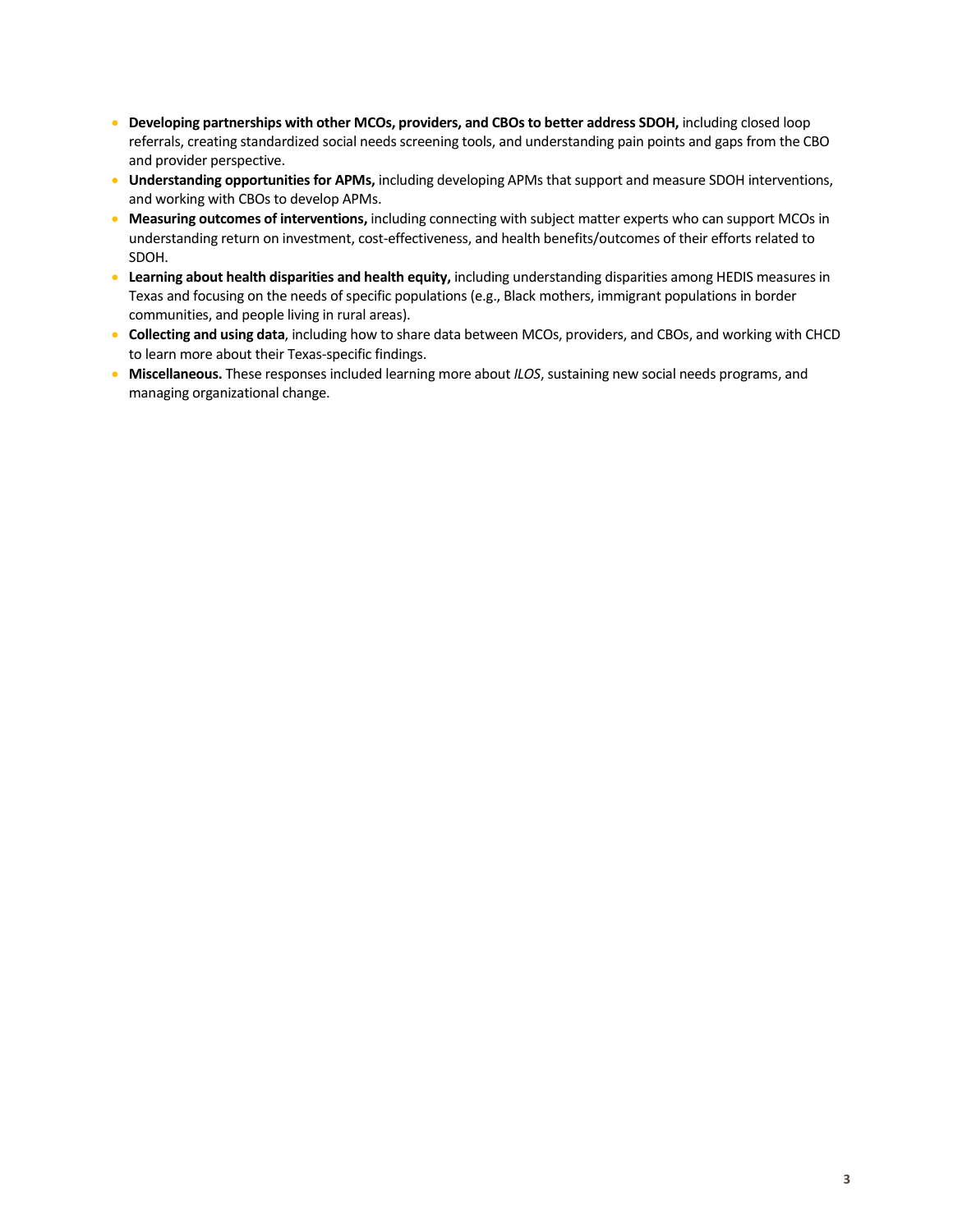- **Developing partnerships with other MCOs, providers, and CBOs to better address SDOH,** including closed loop referrals, creating standardized social needs screening tools, and understanding pain points and gaps from the CBO and provider perspective.
- **Understanding opportunities for APMs,** including developing APMs that support and measure SDOH interventions, and working with CBOs to develop APMs.
- **Measuring outcomes of interventions,** including connecting with subject matter experts who can support MCOs in understanding return on investment, cost-effectiveness, and health benefits/outcomes of their efforts related to SDOH.
- **Learning about health disparities and health equity,** including understanding disparities among HEDIS measures in Texas and focusing on the needs of specific populations (e.g., Black mothers, immigrant populations in border communities, and people living in rural areas).
- **Collecting and using data**, including how to share data between MCOs, providers, and CBOs, and working with CHCD to learn more about their Texas-specific findings.
- **Miscellaneous.** These responses included learning more about *ILOS*, sustaining new social needs programs, and managing organizational change.